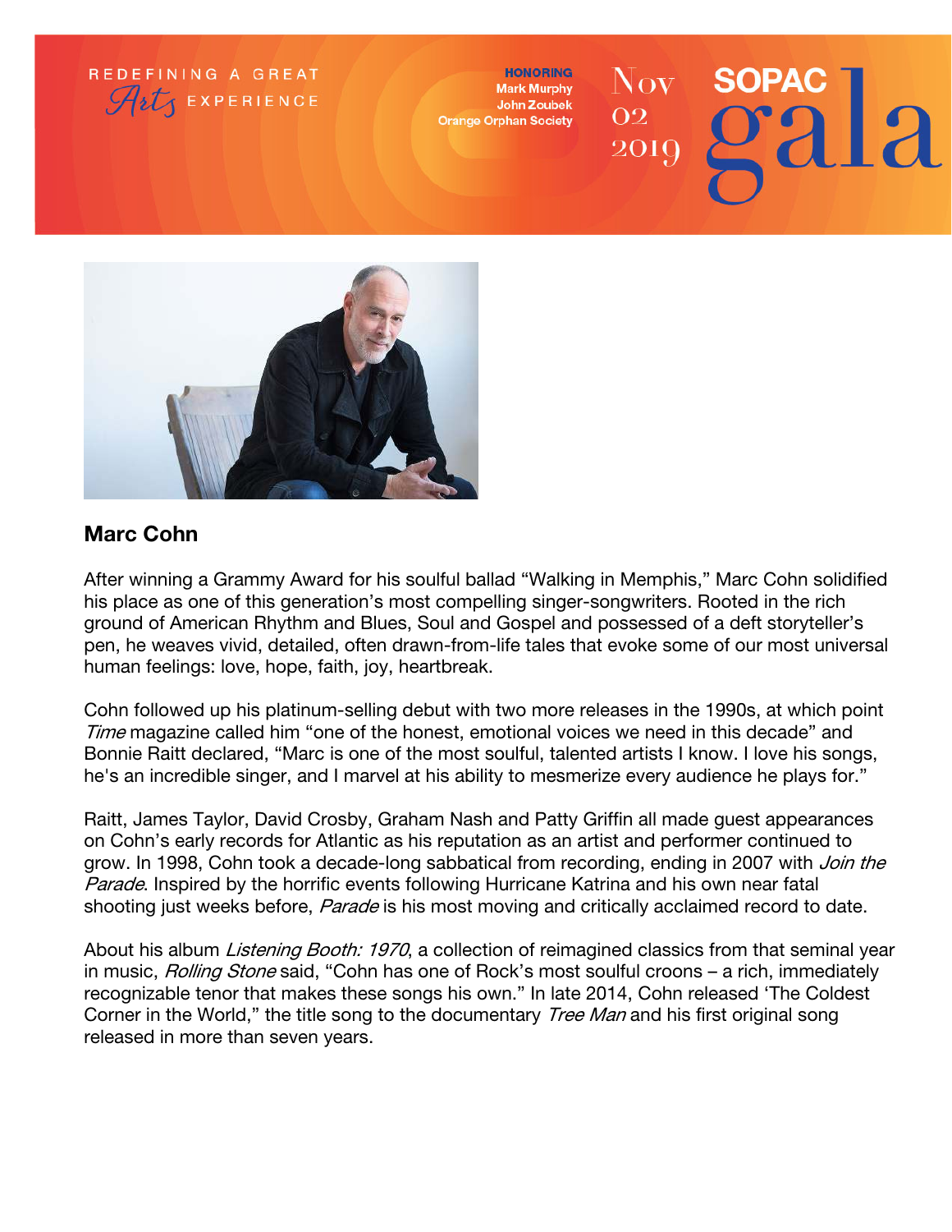REDEFINING A GREAT *Arts* EXPERIENCE

**HONORING**
Mark Murphy
John Zoubek
Orange Orphan Society

Nov 02 2019

SOPAC gala

## Marc Cohn

After winning a Grammy Award for his soulful ballad "Walking in Memphis," Marc Cohn solidified his place as one of this generation's most compelling singer-songwriters. Rooted in the rich ground of American Rhythm and Blues, Soul and Gospel and possessed of a deft storyteller's pen, he weaves vivid, detailed, often drawn-from-life tales that evoke some of our most universal human feelings: love, hope, faith, joy, heartbreak.

Cohn followed up his platinum-selling debut with two more releases in the 1990s, at which point *Time* magazine called him "one of the honest, emotional voices we need in this decade" and Bonnie Raitt declared, "Marc is one of the most soulful, talented artists I know. I love his songs, he's an incredible singer, and I marvel at his ability to mesmerize every audience he plays for."

Raitt, James Taylor, David Crosby, Graham Nash and Patty Griffin all made guest appearances on Cohn's early records for Atlantic as his reputation as an artist and performer continued to grow. In 1998, Cohn took a decade-long sabbatical from recording, ending in 2007 with *Join the Parade*. Inspired by the horrific events following Hurricane Katrina and his own near fatal shooting just weeks before, *Parade* is his most moving and critically acclaimed record to date.

About his album *Listening Booth: 1970*, a collection of reimagined classics from that seminal year in music, *Rolling Stone* said, "Cohn has one of Rock's most soulful croons – a rich, immediately recognizable tenor that makes these songs his own." In late 2014, Cohn released 'The Coldest Corner in the World," the title song to the documentary *Tree Man* and his first original song released in more than seven years.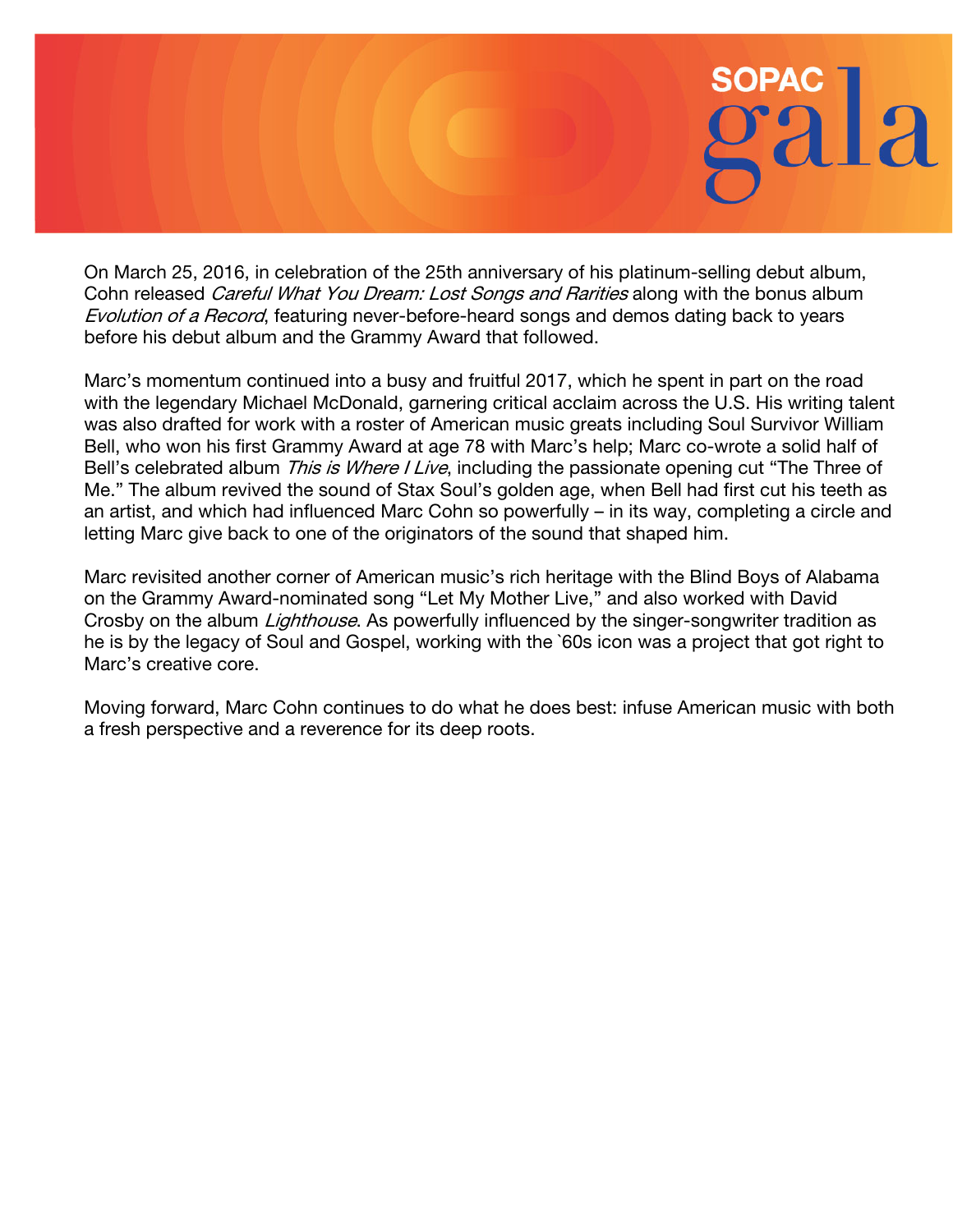On March 25, 2016, in celebration of the 25th anniversary of his platinum-selling debut album, Cohn released *Careful What You Dream: Lost Songs and Rarities* along with the bonus album *Evolution of a Record*, featuring never-before-heard songs and demos dating back to years before his debut album and the Grammy Award that followed.

Marc's momentum continued into a busy and fruitful 2017, which he spent in part on the road with the legendary Michael McDonald, garnering critical acclaim across the U.S. His writing talent was also drafted for work with a roster of American music greats including Soul Survivor William Bell, who won his first Grammy Award at age 78 with Marc's help; Marc co-wrote a solid half of Bell's celebrated album *This is Where I Live*, including the passionate opening cut "The Three of Me." The album revived the sound of Stax Soul's golden age, when Bell had first cut his teeth as an artist, and which had influenced Marc Cohn so powerfully – in its way, completing a circle and letting Marc give back to one of the originators of the sound that shaped him.

Marc revisited another corner of American music's rich heritage with the Blind Boys of Alabama on the Grammy Award-nominated song "Let My Mother Live," and also worked with David Crosby on the album *Lighthouse*. As powerfully influenced by the singer-songwriter tradition as he is by the legacy of Soul and Gospel, working with the `60s icon was a project that got right to Marc's creative core.

Moving forward, Marc Cohn continues to do what he does best: infuse American music with both a fresh perspective and a reverence for its deep roots.